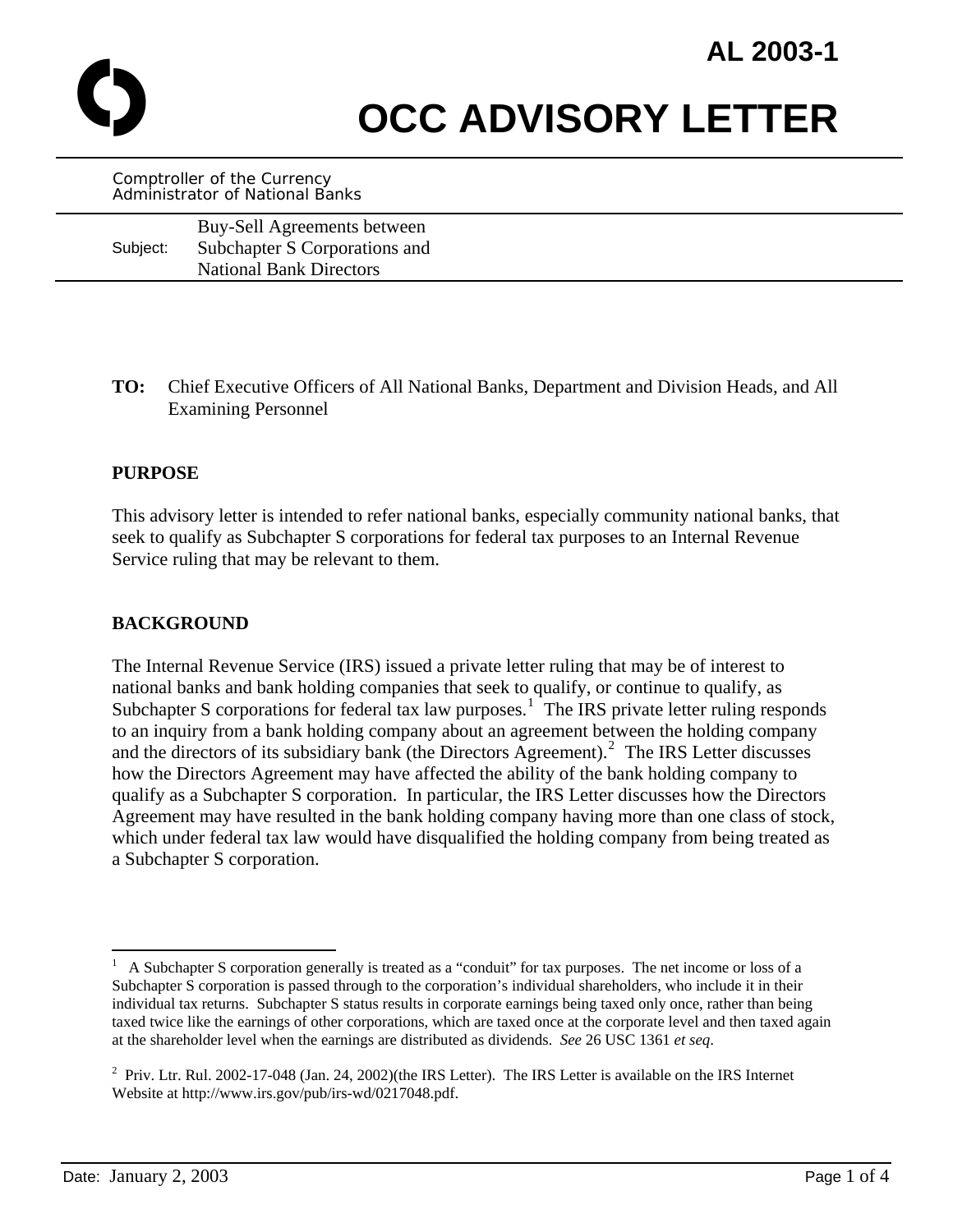# AL 2003-1

# OCC ADVISORY LETTER

Comptroller of the Currency
Administrator of National Banks

Subject: Buy-Sell Agreements between Subchapter S Corporations and National Bank Directors

**TO:** Chief Executive Officers of All National Banks, Department and Division Heads, and All Examining Personnel

## PURPOSE

This advisory letter is intended to refer national banks, especially community national banks, that seek to qualify as Subchapter S corporations for federal tax purposes to an Internal Revenue Service ruling that may be relevant to them.

## BACKGROUND

The Internal Revenue Service (IRS) issued a private letter ruling that may be of interest to national banks and bank holding companies that seek to qualify, or continue to qualify, as Subchapter S corporations for federal tax law purposes.[1] The IRS private letter ruling responds to an inquiry from a bank holding company about an agreement between the holding company and the directors of its subsidiary bank (the Directors Agreement).[2] The IRS Letter discusses how the Directors Agreement may have affected the ability of the bank holding company to qualify as a Subchapter S corporation. In particular, the IRS Letter discusses how the Directors Agreement may have resulted in the bank holding company having more than one class of stock, which under federal tax law would have disqualified the holding company from being treated as a Subchapter S corporation.

---

[1] A Subchapter S corporation generally is treated as a "conduit" for tax purposes. The net income or loss of a Subchapter S corporation is passed through to the corporation's individual shareholders, who include it in their individual tax returns. Subchapter S status results in corporate earnings being taxed only once, rather than being taxed twice like the earnings of other corporations, which are taxed once at the corporate level and then taxed again at the shareholder level when the earnings are distributed as dividends. *See* 26 USC 1361 *et seq*.

[2] Priv. Ltr. Rul. 2002-17-048 (Jan. 24, 2002)(the IRS Letter). The IRS Letter is available on the IRS Internet Website at http://www.irs.gov/pub/irs-wd/0217048.pdf.

Date: January 2, 2003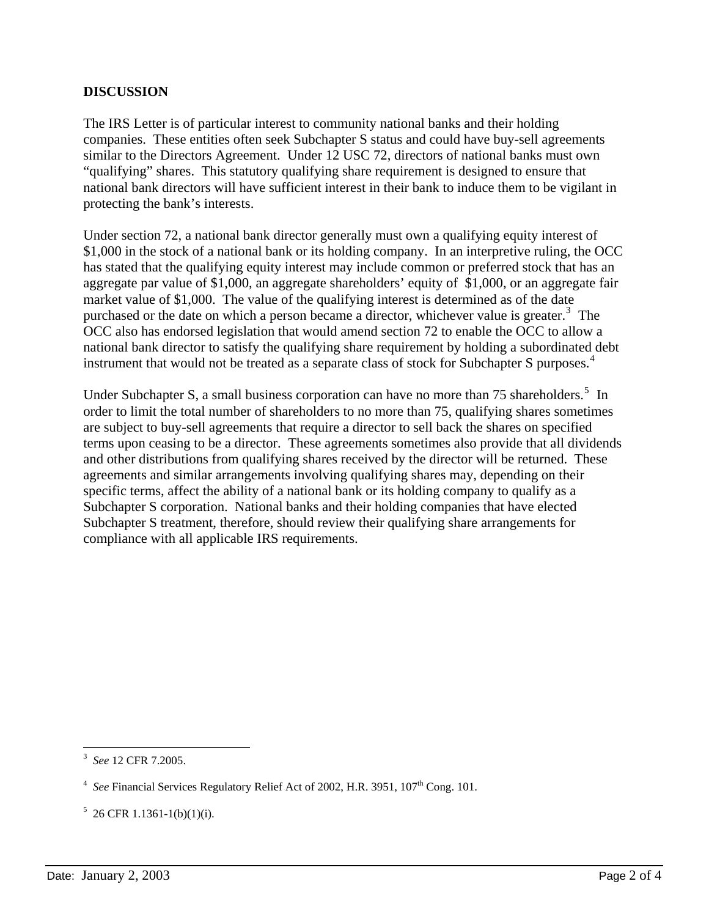## DISCUSSION

The IRS Letter is of particular interest to community national banks and their holding companies. These entities often seek Subchapter S status and could have buy-sell agreements similar to the Directors Agreement. Under 12 USC 72, directors of national banks must own "qualifying" shares. This statutory qualifying share requirement is designed to ensure that national bank directors will have sufficient interest in their bank to induce them to be vigilant in protecting the bank's interests.

Under section 72, a national bank director generally must own a qualifying equity interest of $1,000 in the stock of a national bank or its holding company. In an interpretive ruling, the OCC has stated that the qualifying equity interest may include common or preferred stock that has an aggregate par value of $1,000, an aggregate shareholders' equity of $1,000, or an aggregate fair market value of $1,000. The value of the qualifying interest is determined as of the date purchased or the date on which a person became a director, whichever value is greater.[3] The OCC also has endorsed legislation that would amend section 72 to enable the OCC to allow a national bank director to satisfy the qualifying share requirement by holding a subordinated debt instrument that would not be treated as a separate class of stock for Subchapter S purposes.[4]

Under Subchapter S, a small business corporation can have no more than 75 shareholders.[5] In order to limit the total number of shareholders to no more than 75, qualifying shares sometimes are subject to buy-sell agreements that require a director to sell back the shares on specified terms upon ceasing to be a director. These agreements sometimes also provide that all dividends and other distributions from qualifying shares received by the director will be returned. These agreements and similar arrangements involving qualifying shares may, depending on their specific terms, affect the ability of a national bank or its holding company to qualify as a Subchapter S corporation. National banks and their holding companies that have elected Subchapter S treatment, therefore, should review their qualifying share arrangements for compliance with all applicable IRS requirements.

---

[3] *See* 12 CFR 7.2005.

[4] *See* Financial Services Regulatory Relief Act of 2002, H.R. 3951, 107th Cong. 101.

[5] 26 CFR 1.1361-1(b)(1)(i).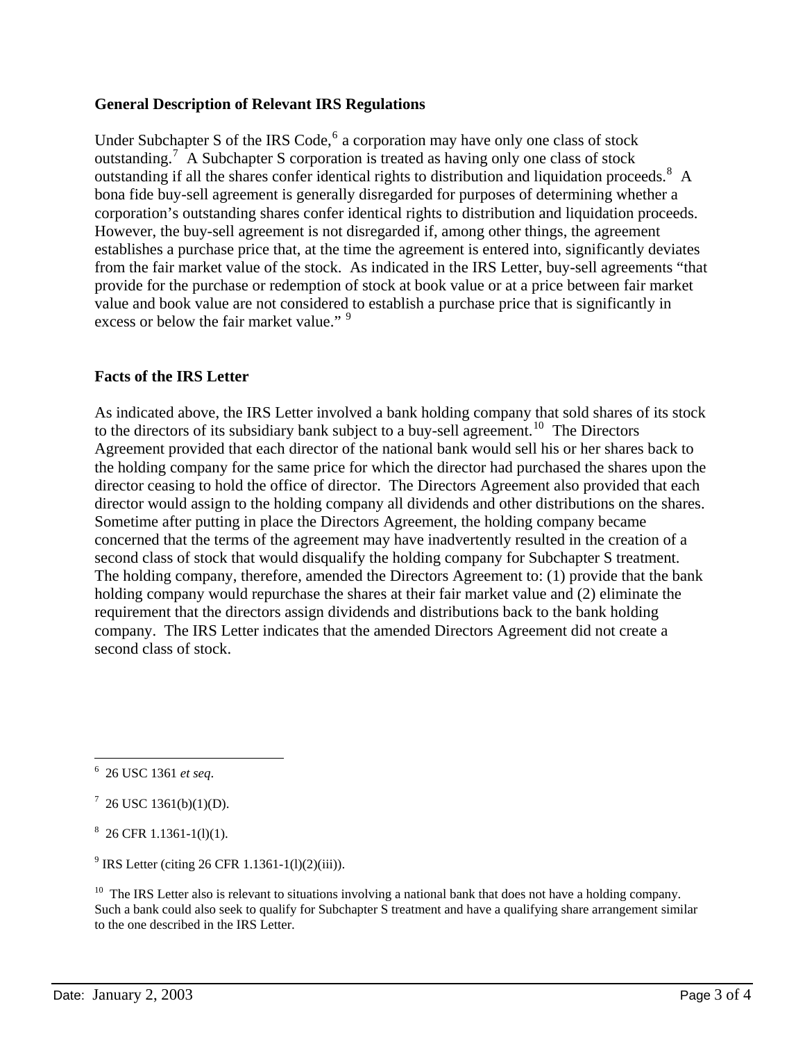**General Description of Relevant IRS Regulations**

Under Subchapter S of the IRS Code,[6] a corporation may have only one class of stock outstanding.[7] A Subchapter S corporation is treated as having only one class of stock outstanding if all the shares confer identical rights to distribution and liquidation proceeds.[8] A bona fide buy-sell agreement is generally disregarded for purposes of determining whether a corporation's outstanding shares confer identical rights to distribution and liquidation proceeds. However, the buy-sell agreement is not disregarded if, among other things, the agreement establishes a purchase price that, at the time the agreement is entered into, significantly deviates from the fair market value of the stock. As indicated in the IRS Letter, buy-sell agreements "that provide for the purchase or redemption of stock at book value or at a price between fair market value and book value are not considered to establish a purchase price that is significantly in excess or below the fair market value." [9]

**Facts of the IRS Letter**

As indicated above, the IRS Letter involved a bank holding company that sold shares of its stock to the directors of its subsidiary bank subject to a buy-sell agreement.[10] The Directors Agreement provided that each director of the national bank would sell his or her shares back to the holding company for the same price for which the director had purchased the shares upon the director ceasing to hold the office of director. The Directors Agreement also provided that each director would assign to the holding company all dividends and other distributions on the shares. Sometime after putting in place the Directors Agreement, the holding company became concerned that the terms of the agreement may have inadvertently resulted in the creation of a second class of stock that would disqualify the holding company for Subchapter S treatment. The holding company, therefore, amended the Directors Agreement to: (1) provide that the bank holding company would repurchase the shares at their fair market value and (2) eliminate the requirement that the directors assign dividends and distributions back to the bank holding company. The IRS Letter indicates that the amended Directors Agreement did not create a second class of stock.

---

[6] 26 USC 1361 *et seq*.

[7] 26 USC 1361(b)(1)(D).

[8] 26 CFR 1.1361-1(l)(1).

[9] IRS Letter (citing 26 CFR 1.1361-1(l)(2)(iii)).

[10] The IRS Letter also is relevant to situations involving a national bank that does not have a holding company. Such a bank could also seek to qualify for Subchapter S treatment and have a qualifying share arrangement similar to the one described in the IRS Letter.

Date: January 2, 2003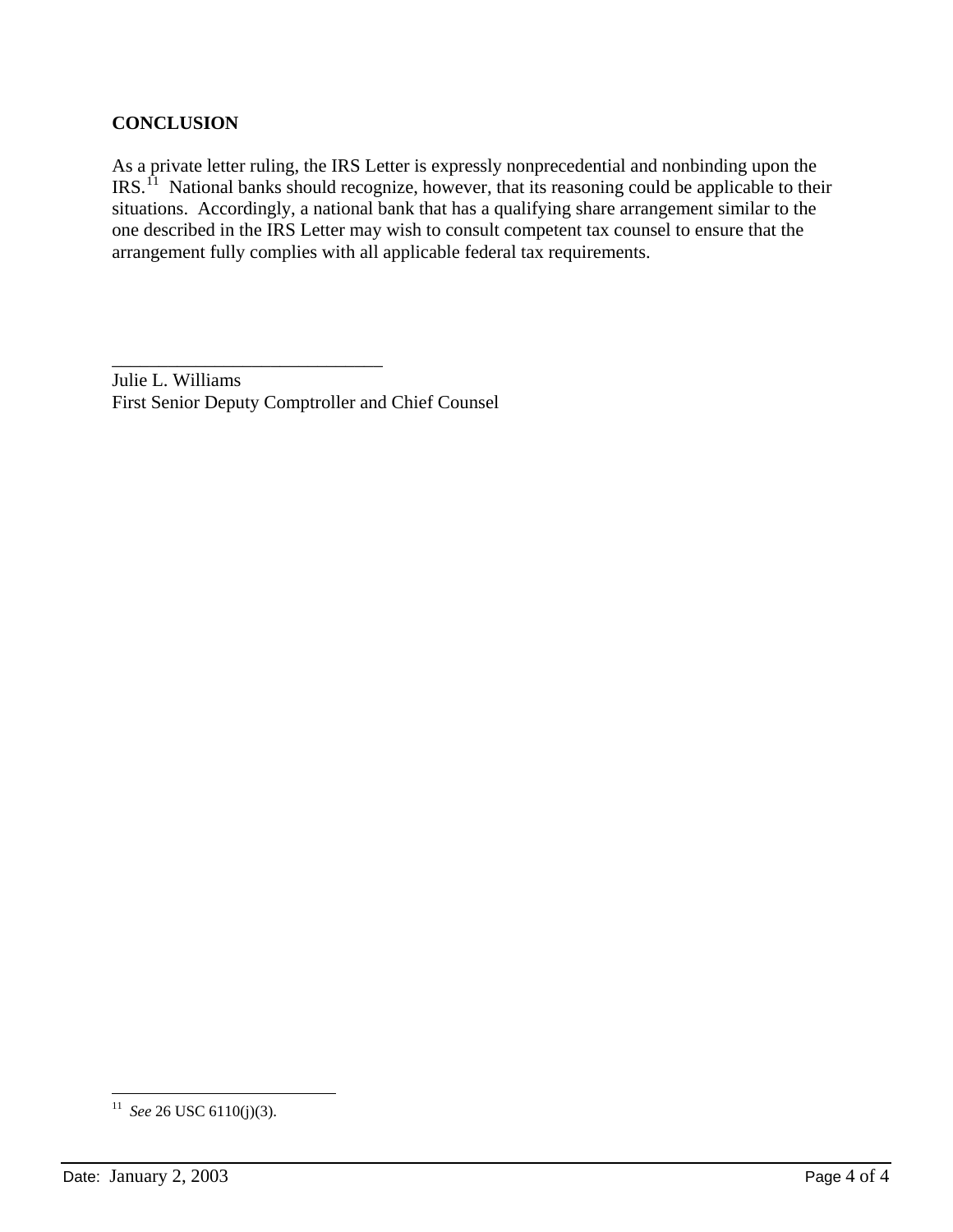## CONCLUSION

As a private letter ruling, the IRS Letter is expressly nonprecedential and nonbinding upon the IRS.[11] National banks should recognize, however, that its reasoning could be applicable to their situations. Accordingly, a national bank that has a qualifying share arrangement similar to the one described in the IRS Letter may wish to consult competent tax counsel to ensure that the arrangement fully complies with all applicable federal tax requirements.

______________________________
Julie L. Williams
First Senior Deputy Comptroller and Chief Counsel

---

[11] *See* 26 USC 6110(j)(3).

Date: January 2, 2003